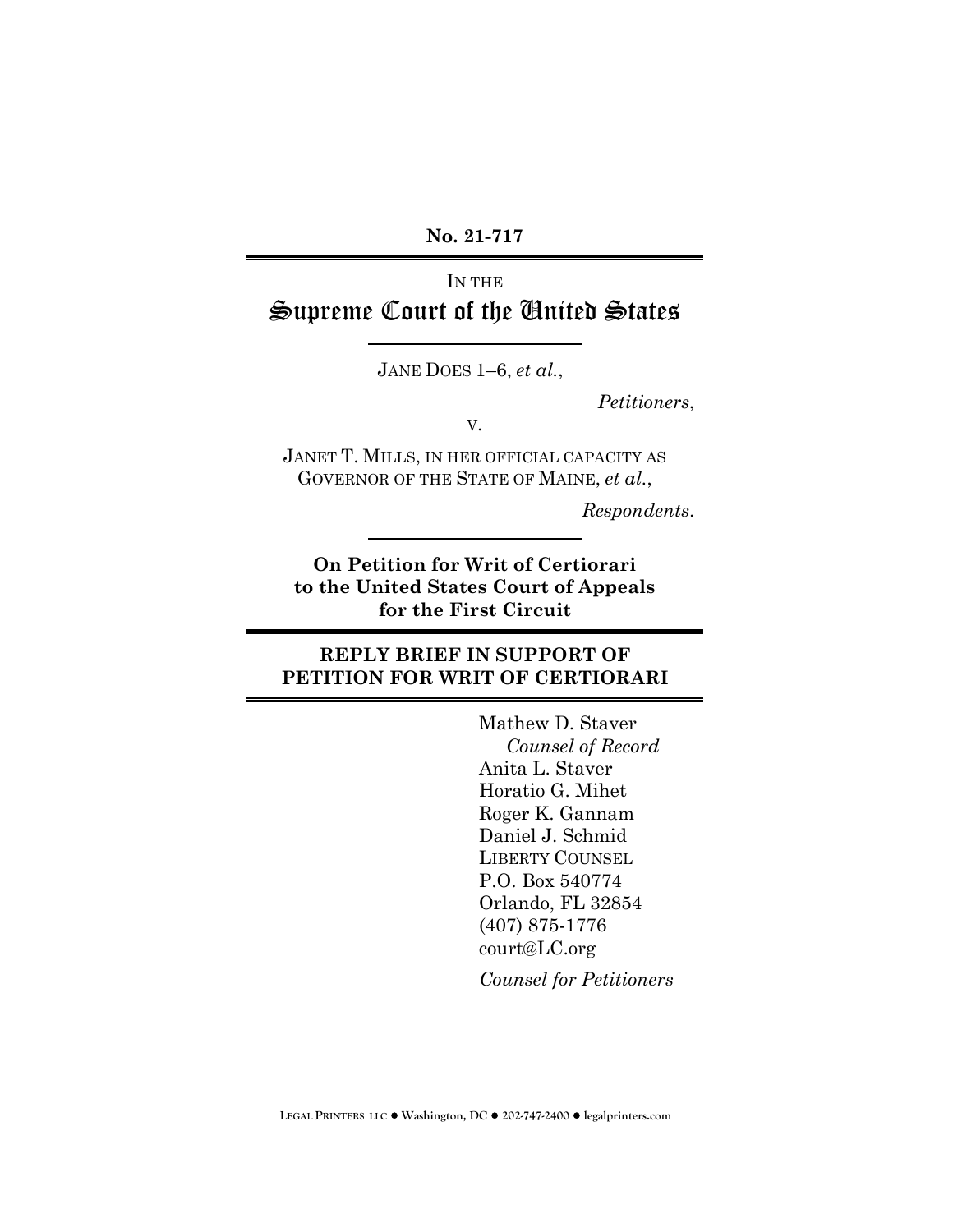**No. 21-717**

IN THE

# Supreme Court of the United States

JANE DOES 1–6, *et al.*,

*Petitioners*,

V.

JANET T. MILLS, IN HER OFFICIAL CAPACITY AS GOVERNOR OF THE STATE OF MAINE, *et al.*,

*Respondents*.

**On Petition for Writ of Certiorari to the United States Court of Appeals for the First Circuit**

## REPLY BRIEF IN SUPPORT OF PETITION FOR WRIT OF CERTIORARI

Mathew D. Staver
*Counsel of Record*
Anita L. Staver
Horatio G. Mihet
Roger K. Gannam
Daniel J. Schmid
LIBERTY COUNSEL
P.O. Box 540774
Orlando, FL 32854
(407) 875-1776
court@LC.org

*Counsel for Petitioners*

LEGAL PRINTERS LLC ● Washington, DC ● 202-747-2400 ● legalprinters.com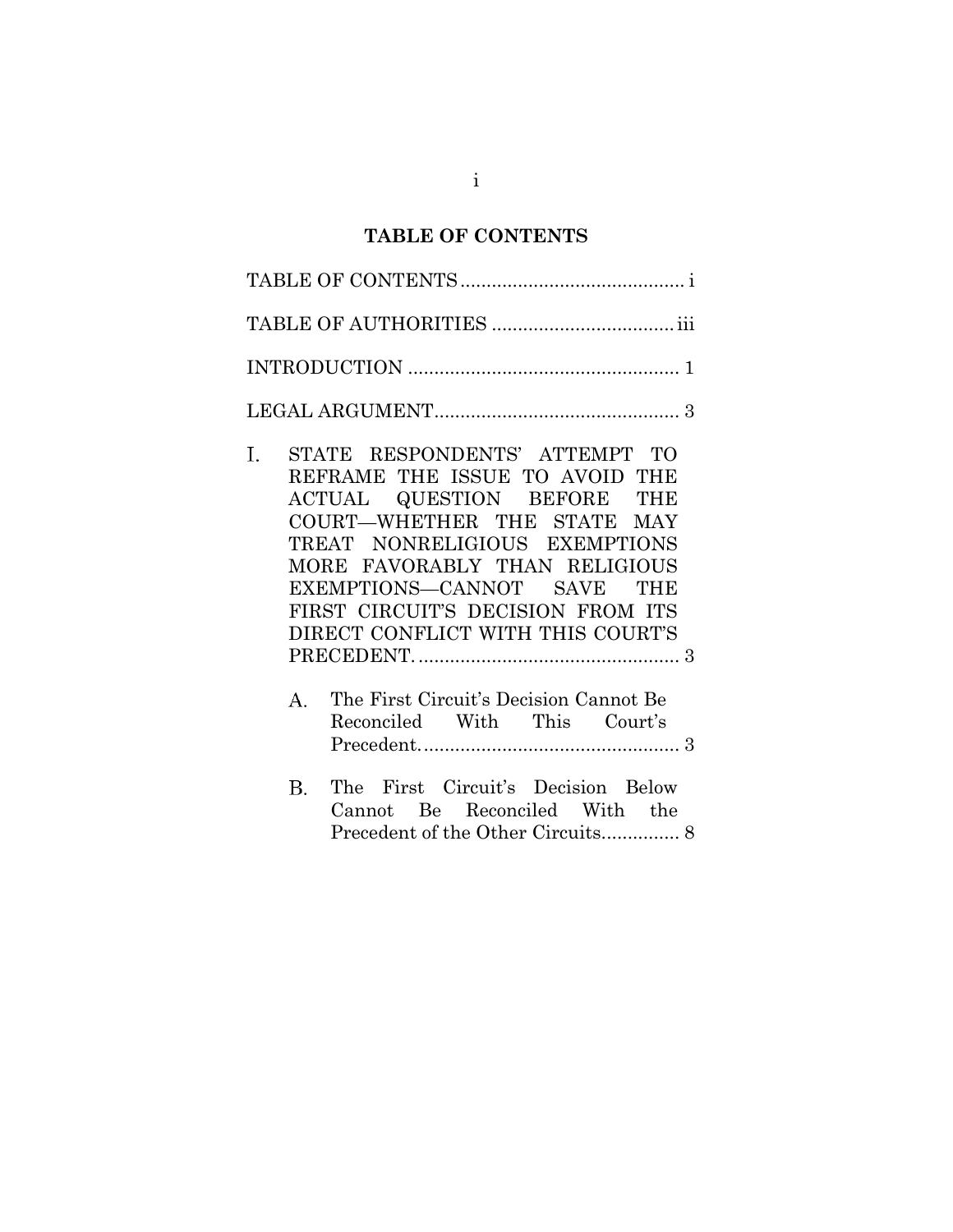## TABLE OF CONTENTS

TABLE OF CONTENTS ........................................... i

TABLE OF AUTHORITIES ................................... iii

INTRODUCTION ..................................................... 1

LEGAL ARGUMENT................................................ 3

I. STATE RESPONDENTS' ATTEMPT TO REFRAME THE ISSUE TO AVOID THE ACTUAL QUESTION BEFORE THE COURT—WHETHER THE STATE MAY TREAT NONRELIGIOUS EXEMPTIONS MORE FAVORABLY THAN RELIGIOUS EXEMPTIONS—CANNOT SAVE THE FIRST CIRCUIT'S DECISION FROM ITS DIRECT CONFLICT WITH THIS COURT'S PRECEDENT. .................................................. 3

   A. The First Circuit's Decision Cannot Be Reconciled With This Court's Precedent. ................................................. 3

   B. The First Circuit's Decision Below Cannot Be Reconciled With the Precedent of the Other Circuits............... 8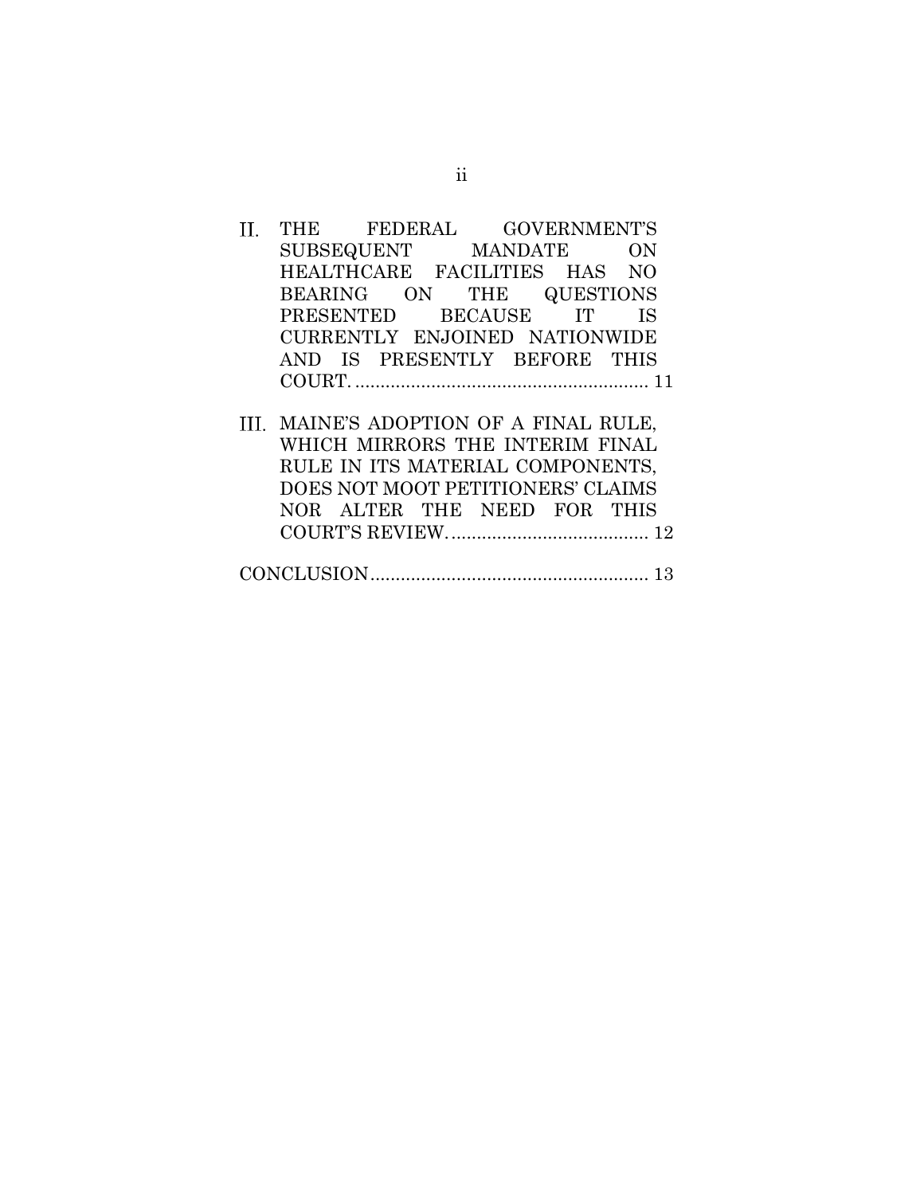II. THE FEDERAL GOVERNMENT'S SUBSEQUENT MANDATE ON HEALTHCARE FACILITIES HAS NO BEARING ON THE QUESTIONS PRESENTED BECAUSE IT IS CURRENTLY ENJOINED NATIONWIDE AND IS PRESENTLY BEFORE THIS COURT. .......................................................... 11

III. MAINE'S ADOPTION OF A FINAL RULE, WHICH MIRRORS THE INTERIM FINAL RULE IN ITS MATERIAL COMPONENTS, DOES NOT MOOT PETITIONERS' CLAIMS NOR ALTER THE NEED FOR THIS COURT'S REVIEW. ....................................... 12

CONCLUSION....................................................... 13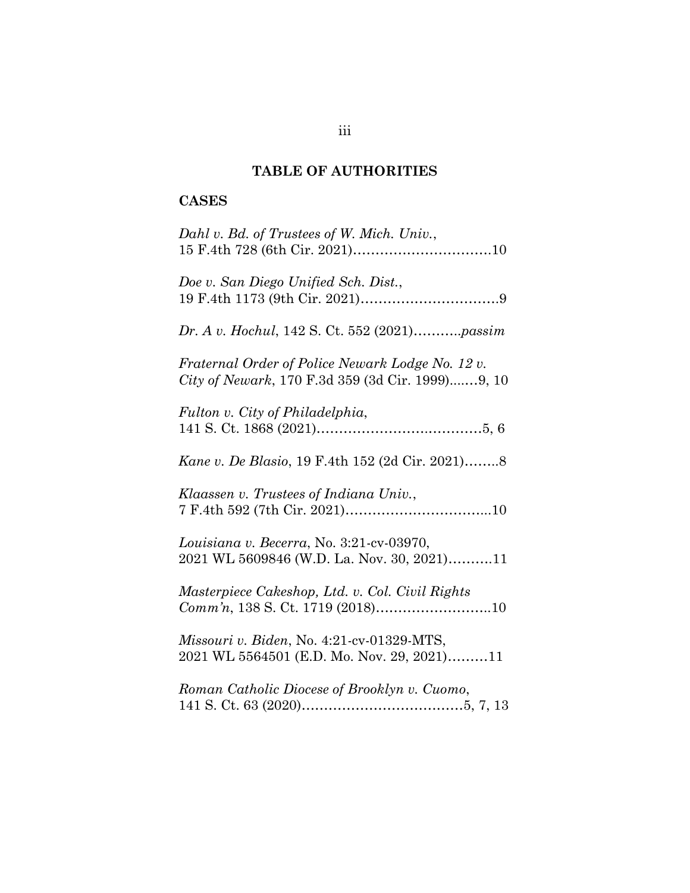## TABLE OF AUTHORITIES

### CASES

*Dahl v. Bd. of Trustees of W. Mich. Univ.*, 15 F.4th 728 (6th Cir. 2021)……………………………10

*Doe v. San Diego Unified Sch. Dist.*, 19 F.4th 1173 (9th Cir. 2021)……………………………9

*Dr. A v. Hochul*, 142 S. Ct. 552 (2021)………..*passim*

*Fraternal Order of Police Newark Lodge No. 12 v. City of Newark*, 170 F.3d 359 (3d Cir. 1999)…....9, 10

*Fulton v. City of Philadelphia*, 141 S. Ct. 1868 (2021)………………………………5, 6

*Kane v. De Blasio*, 19 F.4th 152 (2d Cir. 2021)……..8

*Klaassen v. Trustees of Indiana Univ.*, 7 F.4th 592 (7th Cir. 2021)…………………………...10

*Louisiana v. Becerra*, No. 3:21-cv-03970, 2021 WL 5609846 (W.D. La. Nov. 30, 2021)……….11

*Masterpiece Cakeshop, Ltd. v. Col. Civil Rights Comm'n*, 138 S. Ct. 1719 (2018)……………………..10

*Missouri v. Biden*, No. 4:21-cv-01329-MTS, 2021 WL 5564501 (E.D. Mo. Nov. 29, 2021)………11

*Roman Catholic Diocese of Brooklyn v. Cuomo*, 141 S. Ct. 63 (2020)………………………………5, 7, 13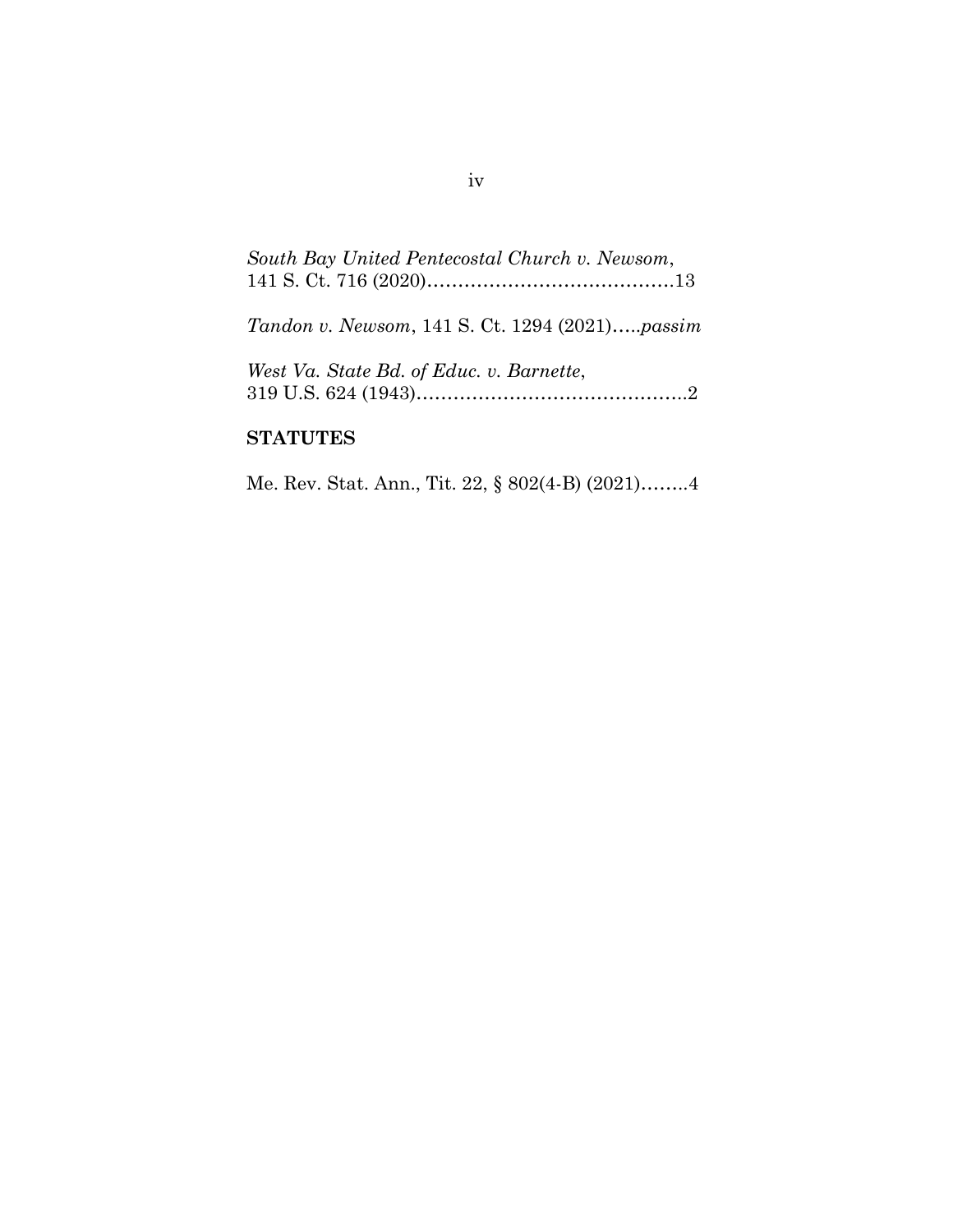*South Bay United Pentecostal Church v. Newsom*,
141 S. Ct. 716 (2020)…………………………………13

*Tandon v. Newsom*, 141 S. Ct. 1294 (2021)…..*passim*

*West Va. State Bd. of Educ. v. Barnette*,
319 U.S. 624 (1943)……………………………………..2

**STATUTES**

Me. Rev. Stat. Ann., Tit. 22, § 802(4-B) (2021)……..4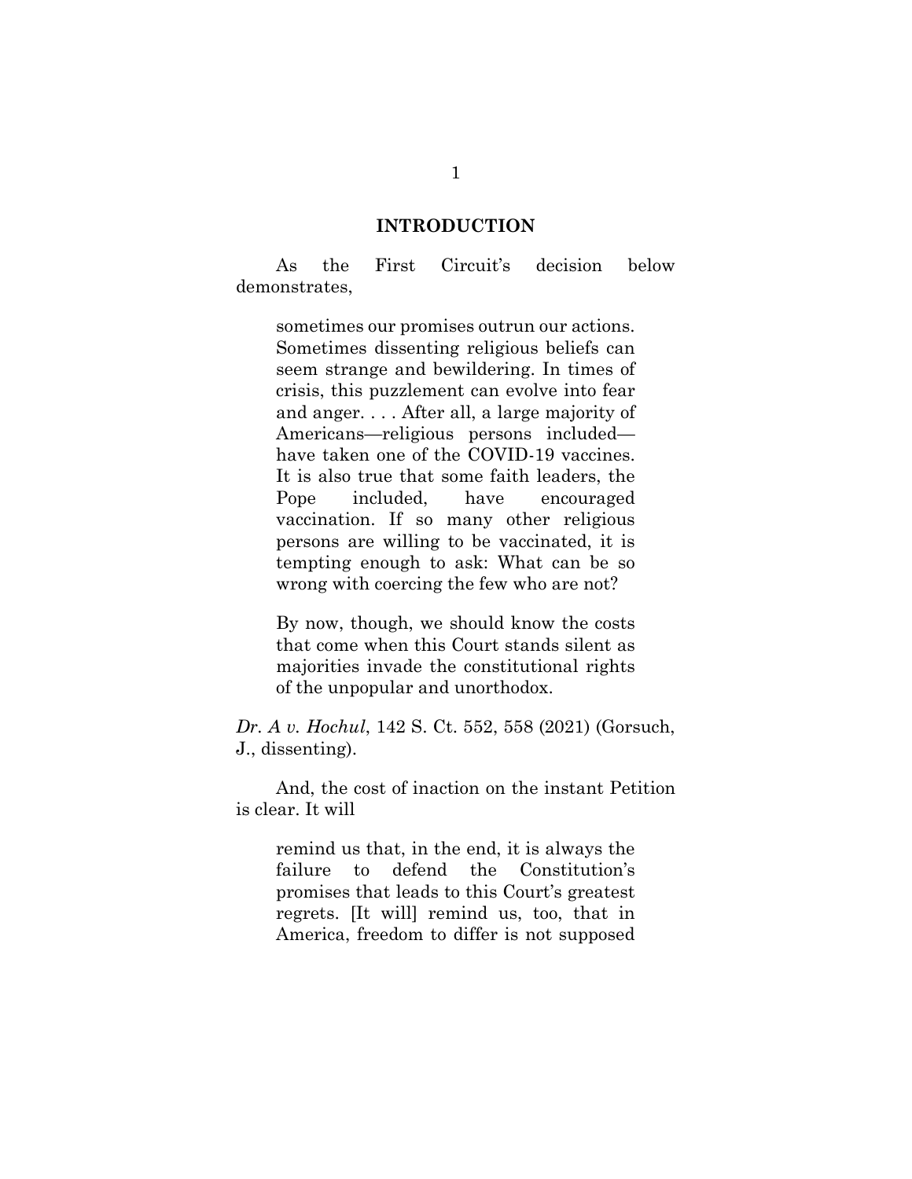## INTRODUCTION

As the First Circuit's decision below demonstrates,

> sometimes our promises outrun our actions. Sometimes dissenting religious beliefs can seem strange and bewildering. In times of crisis, this puzzlement can evolve into fear and anger. . . . After all, a large majority of Americans—religious persons included—have taken one of the COVID-19 vaccines. It is also true that some faith leaders, the Pope included, have encouraged vaccination. If so many other religious persons are willing to be vaccinated, it is tempting enough to ask: What can be so wrong with coercing the few who are not?
>
> By now, though, we should know the costs that come when this Court stands silent as majorities invade the constitutional rights of the unpopular and unorthodox.

*Dr. A v. Hochul*, 142 S. Ct. 552, 558 (2021) (Gorsuch, J., dissenting).

And, the cost of inaction on the instant Petition is clear. It will

> remind us that, in the end, it is always the failure to defend the Constitution's promises that leads to this Court's greatest regrets. [It will] remind us, too, that in America, freedom to differ is not supposed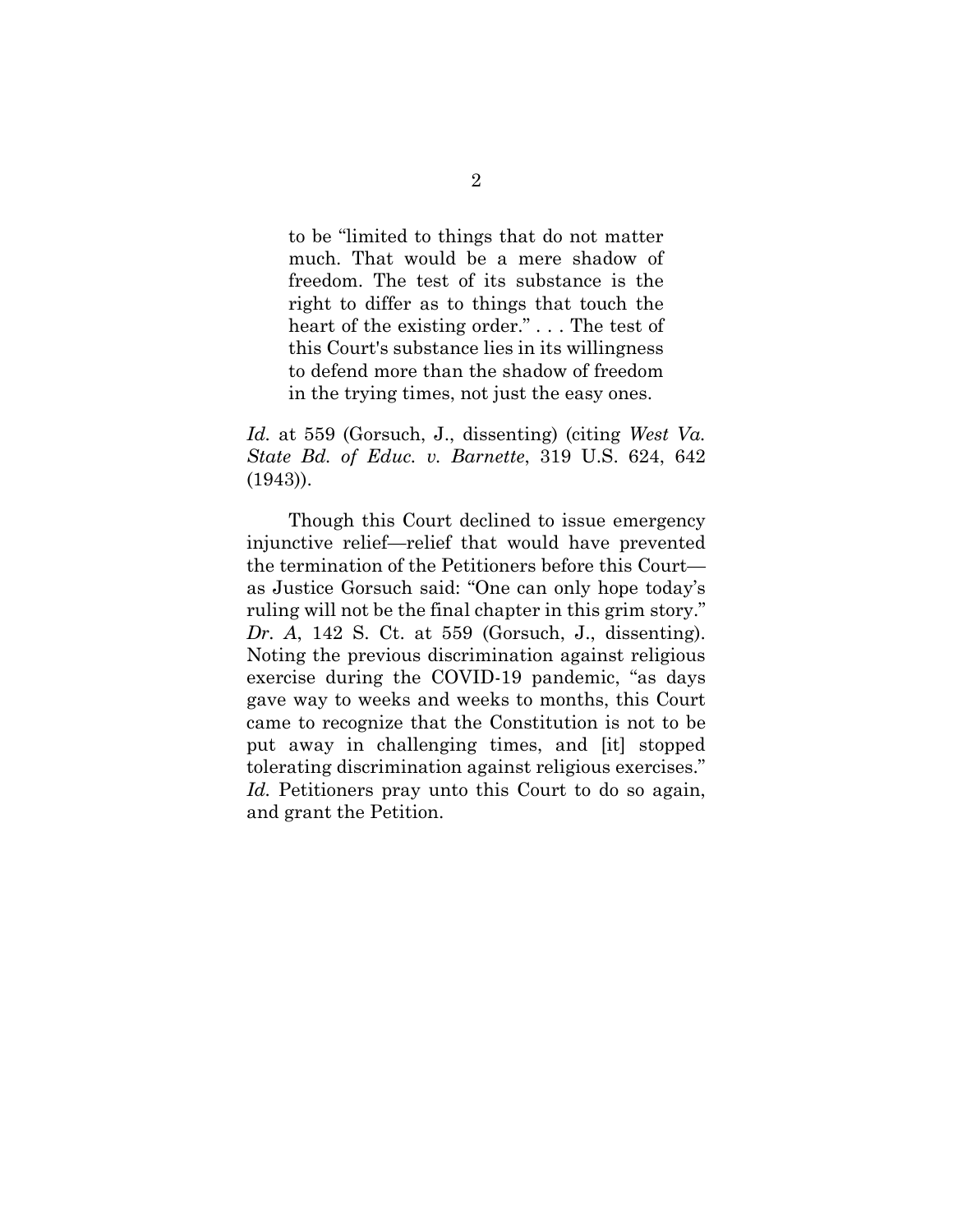> to be "limited to things that do not matter much. That would be a mere shadow of freedom. The test of its substance is the right to differ as to things that touch the heart of the existing order." . . . The test of this Court's substance lies in its willingness to defend more than the shadow of freedom in the trying times, not just the easy ones.

*Id.* at 559 (Gorsuch, J., dissenting) (citing *West Va. State Bd. of Educ. v. Barnette*, 319 U.S. 624, 642 (1943)).

Though this Court declined to issue emergency injunctive relief—relief that would have prevented the termination of the Petitioners before this Court—as Justice Gorsuch said: "One can only hope today's ruling will not be the final chapter in this grim story." *Dr. A*, 142 S. Ct. at 559 (Gorsuch, J., dissenting). Noting the previous discrimination against religious exercise during the COVID-19 pandemic, "as days gave way to weeks and weeks to months, this Court came to recognize that the Constitution is not to be put away in challenging times, and [it] stopped tolerating discrimination against religious exercises." *Id.* Petitioners pray unto this Court to do so again, and grant the Petition.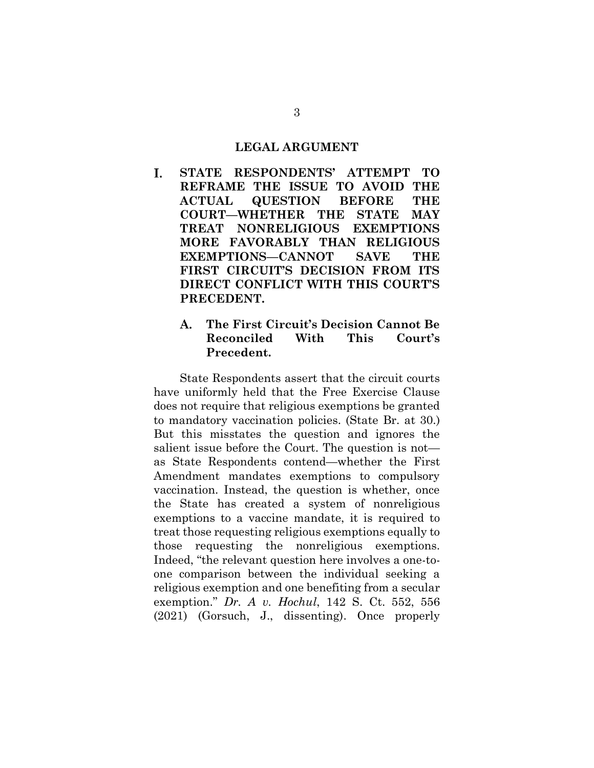## LEGAL ARGUMENT

### I. STATE RESPONDENTS' ATTEMPT TO REFRAME THE ISSUE TO AVOID THE ACTUAL QUESTION BEFORE THE COURT—WHETHER THE STATE MAY TREAT NONRELIGIOUS EXEMPTIONS MORE FAVORABLY THAN RELIGIOUS EXEMPTIONS—CANNOT SAVE THE FIRST CIRCUIT'S DECISION FROM ITS DIRECT CONFLICT WITH THIS COURT'S PRECEDENT.

#### A. The First Circuit's Decision Cannot Be Reconciled With This Court's Precedent.

State Respondents assert that the circuit courts have uniformly held that the Free Exercise Clause does not require that religious exemptions be granted to mandatory vaccination policies. (State Br. at 30.) But this misstates the question and ignores the salient issue before the Court. The question is not—as State Respondents contend—whether the First Amendment mandates exemptions to compulsory vaccination. Instead, the question is whether, once the State has created a system of nonreligious exemptions to a vaccine mandate, it is required to treat those requesting religious exemptions equally to those requesting the nonreligious exemptions. Indeed, "the relevant question here involves a one-to-one comparison between the individual seeking a religious exemption and one benefiting from a secular exemption." *Dr. A v. Hochul*, 142 S. Ct. 552, 556 (2021) (Gorsuch, J., dissenting). Once properly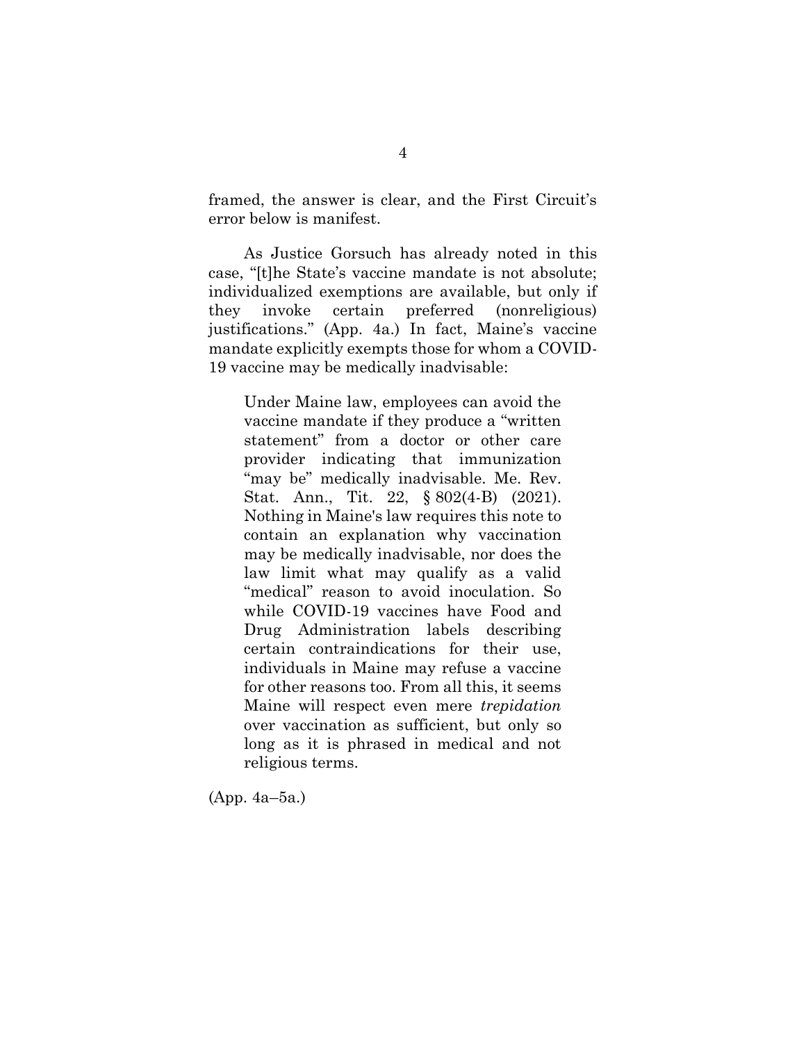framed, the answer is clear, and the First Circuit's error below is manifest.

As Justice Gorsuch has already noted in this case, "[t]he State's vaccine mandate is not absolute; individualized exemptions are available, but only if they invoke certain preferred (nonreligious) justifications." (App. 4a.) In fact, Maine's vaccine mandate explicitly exempts those for whom a COVID-19 vaccine may be medically inadvisable:

> Under Maine law, employees can avoid the vaccine mandate if they produce a "written statement" from a doctor or other care provider indicating that immunization "may be" medically inadvisable. Me. Rev. Stat. Ann., Tit. 22, § 802(4-B) (2021). Nothing in Maine's law requires this note to contain an explanation why vaccination may be medically inadvisable, nor does the law limit what may qualify as a valid "medical" reason to avoid inoculation. So while COVID-19 vaccines have Food and Drug Administration labels describing certain contraindications for their use, individuals in Maine may refuse a vaccine for other reasons too. From all this, it seems Maine will respect even mere *trepidation* over vaccination as sufficient, but only so long as it is phrased in medical and not religious terms.

(App. 4a–5a.)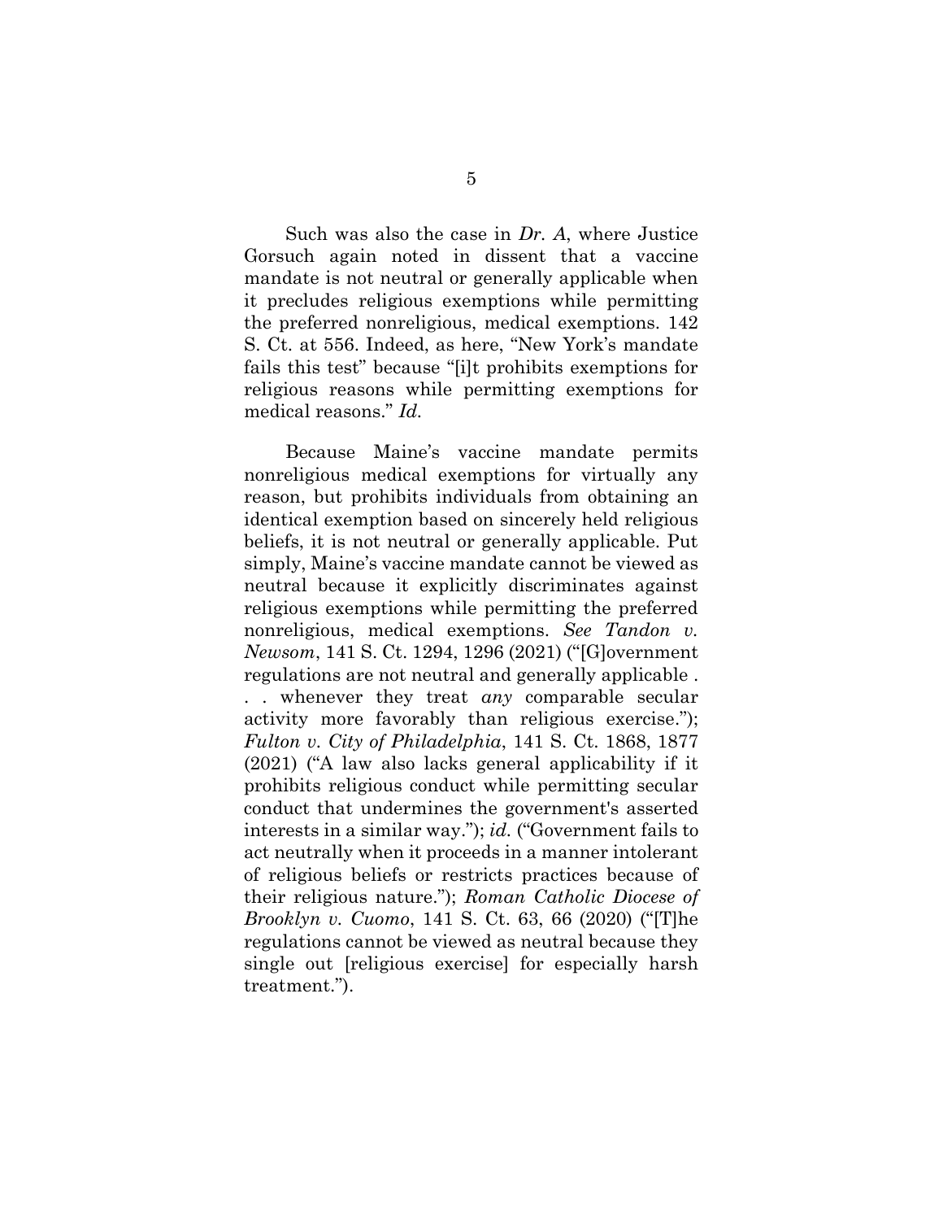Such was also the case in *Dr. A*, where Justice Gorsuch again noted in dissent that a vaccine mandate is not neutral or generally applicable when it precludes religious exemptions while permitting the preferred nonreligious, medical exemptions. 142 S. Ct. at 556. Indeed, as here, "New York's mandate fails this test" because "[i]t prohibits exemptions for religious reasons while permitting exemptions for medical reasons." *Id.*

Because Maine's vaccine mandate permits nonreligious medical exemptions for virtually any reason, but prohibits individuals from obtaining an identical exemption based on sincerely held religious beliefs, it is not neutral or generally applicable. Put simply, Maine's vaccine mandate cannot be viewed as neutral because it explicitly discriminates against religious exemptions while permitting the preferred nonreligious, medical exemptions. *See Tandon v. Newsom*, 141 S. Ct. 1294, 1296 (2021) ("[G]overnment regulations are not neutral and generally applicable . . . whenever they treat *any* comparable secular activity more favorably than religious exercise."); *Fulton v. City of Philadelphia*, 141 S. Ct. 1868, 1877 (2021) ("A law also lacks general applicability if it prohibits religious conduct while permitting secular conduct that undermines the government's asserted interests in a similar way."); *id.* ("Government fails to act neutrally when it proceeds in a manner intolerant of religious beliefs or restricts practices because of their religious nature."); *Roman Catholic Diocese of Brooklyn v. Cuomo*, 141 S. Ct. 63, 66 (2020) ("[T]he regulations cannot be viewed as neutral because they single out [religious exercise] for especially harsh treatment.").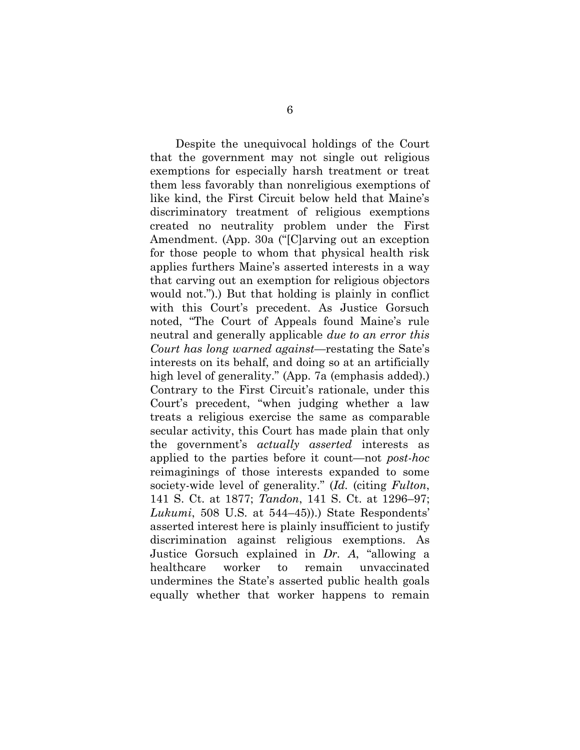Despite the unequivocal holdings of the Court that the government may not single out religious exemptions for especially harsh treatment or treat them less favorably than nonreligious exemptions of like kind, the First Circuit below held that Maine's discriminatory treatment of religious exemptions created no neutrality problem under the First Amendment. (App. 30a ("[C]arving out an exception for those people to whom that physical health risk applies furthers Maine's asserted interests in a way that carving out an exemption for religious objectors would not.").) But that holding is plainly in conflict with this Court's precedent. As Justice Gorsuch noted, "The Court of Appeals found Maine's rule neutral and generally applicable *due to an error this Court has long warned against*—restating the Sate's interests on its behalf, and doing so at an artificially high level of generality." (App. 7a (emphasis added).) Contrary to the First Circuit's rationale, under this Court's precedent, "when judging whether a law treats a religious exercise the same as comparable secular activity, this Court has made plain that only the government's *actually asserted* interests as applied to the parties before it count—not *post-hoc* reimaginings of those interests expanded to some society-wide level of generality." (*Id.* (citing *Fulton*, 141 S. Ct. at 1877; *Tandon*, 141 S. Ct. at 1296–97; *Lukumi*, 508 U.S. at 544–45)).) State Respondents' asserted interest here is plainly insufficient to justify discrimination against religious exemptions. As Justice Gorsuch explained in *Dr. A*, "allowing a healthcare worker to remain unvaccinated undermines the State's asserted public health goals equally whether that worker happens to remain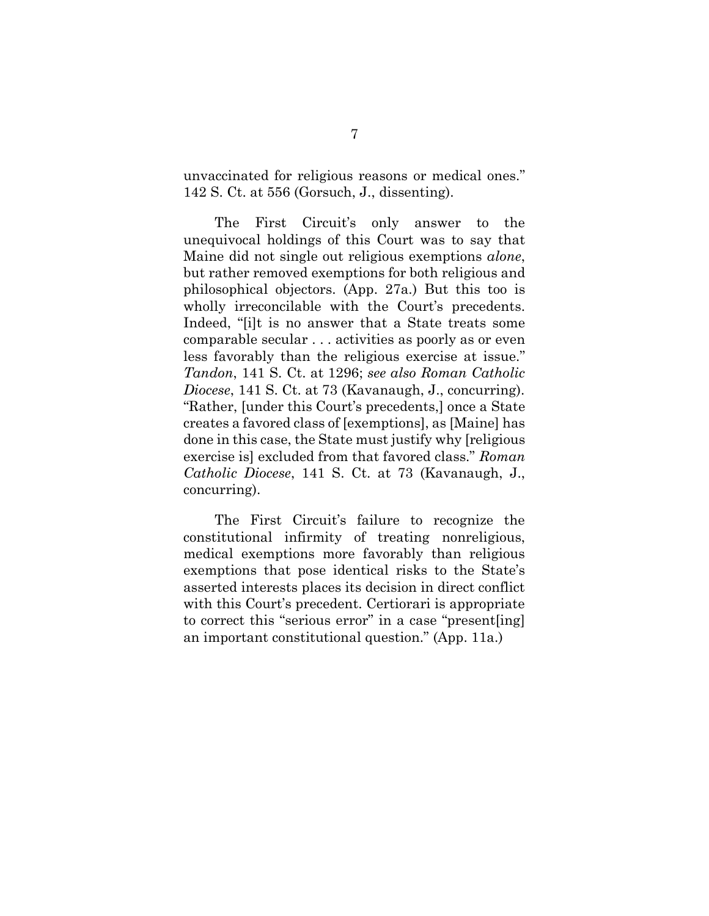unvaccinated for religious reasons or medical ones." 142 S. Ct. at 556 (Gorsuch, J., dissenting).

The First Circuit's only answer to the unequivocal holdings of this Court was to say that Maine did not single out religious exemptions *alone*, but rather removed exemptions for both religious and philosophical objectors. (App. 27a.) But this too is wholly irreconcilable with the Court's precedents. Indeed, "[i]t is no answer that a State treats some comparable secular . . . activities as poorly as or even less favorably than the religious exercise at issue." *Tandon*, 141 S. Ct. at 1296; *see also Roman Catholic Diocese*, 141 S. Ct. at 73 (Kavanaugh, J., concurring). "Rather, [under this Court's precedents,] once a State creates a favored class of [exemptions], as [Maine] has done in this case, the State must justify why [religious exercise is] excluded from that favored class." *Roman Catholic Diocese*, 141 S. Ct. at 73 (Kavanaugh, J., concurring).

The First Circuit's failure to recognize the constitutional infirmity of treating nonreligious, medical exemptions more favorably than religious exemptions that pose identical risks to the State's asserted interests places its decision in direct conflict with this Court's precedent. Certiorari is appropriate to correct this "serious error" in a case "present[ing] an important constitutional question." (App. 11a.)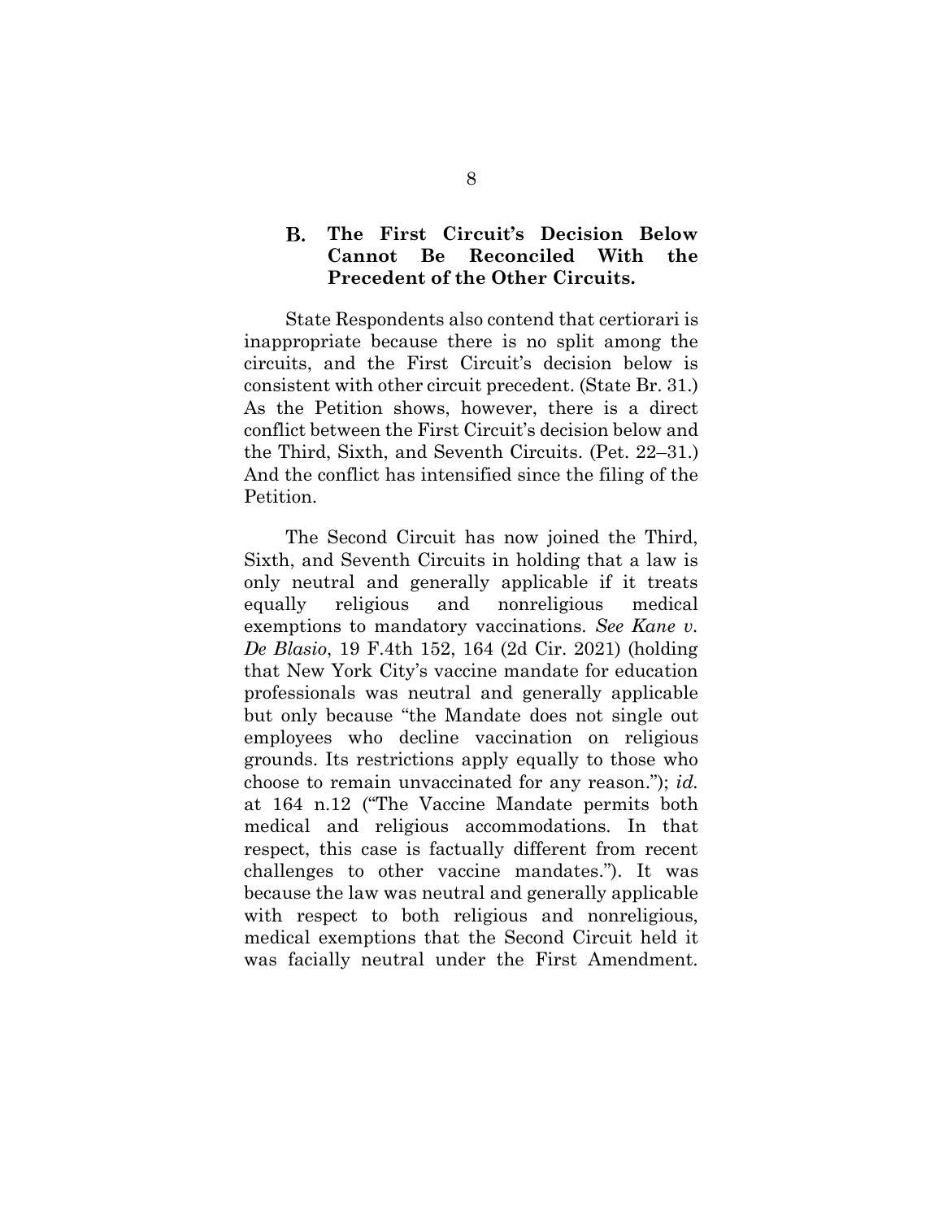### B. The First Circuit's Decision Below Cannot Be Reconciled With the Precedent of the Other Circuits.

State Respondents also contend that certiorari is inappropriate because there is no split among the circuits, and the First Circuit's decision below is consistent with other circuit precedent. (State Br. 31.) As the Petition shows, however, there is a direct conflict between the First Circuit's decision below and the Third, Sixth, and Seventh Circuits. (Pet. 22–31.) And the conflict has intensified since the filing of the Petition.

The Second Circuit has now joined the Third, Sixth, and Seventh Circuits in holding that a law is only neutral and generally applicable if it treats equally religious and nonreligious medical exemptions to mandatory vaccinations. *See Kane v. De Blasio*, 19 F.4th 152, 164 (2d Cir. 2021) (holding that New York City's vaccine mandate for education professionals was neutral and generally applicable but only because "the Mandate does not single out employees who decline vaccination on religious grounds. Its restrictions apply equally to those who choose to remain unvaccinated for any reason."); *id.* at 164 n.12 ("The Vaccine Mandate permits both medical and religious accommodations. In that respect, this case is factually different from recent challenges to other vaccine mandates."). It was because the law was neutral and generally applicable with respect to both religious and nonreligious, medical exemptions that the Second Circuit held it was facially neutral under the First Amendment.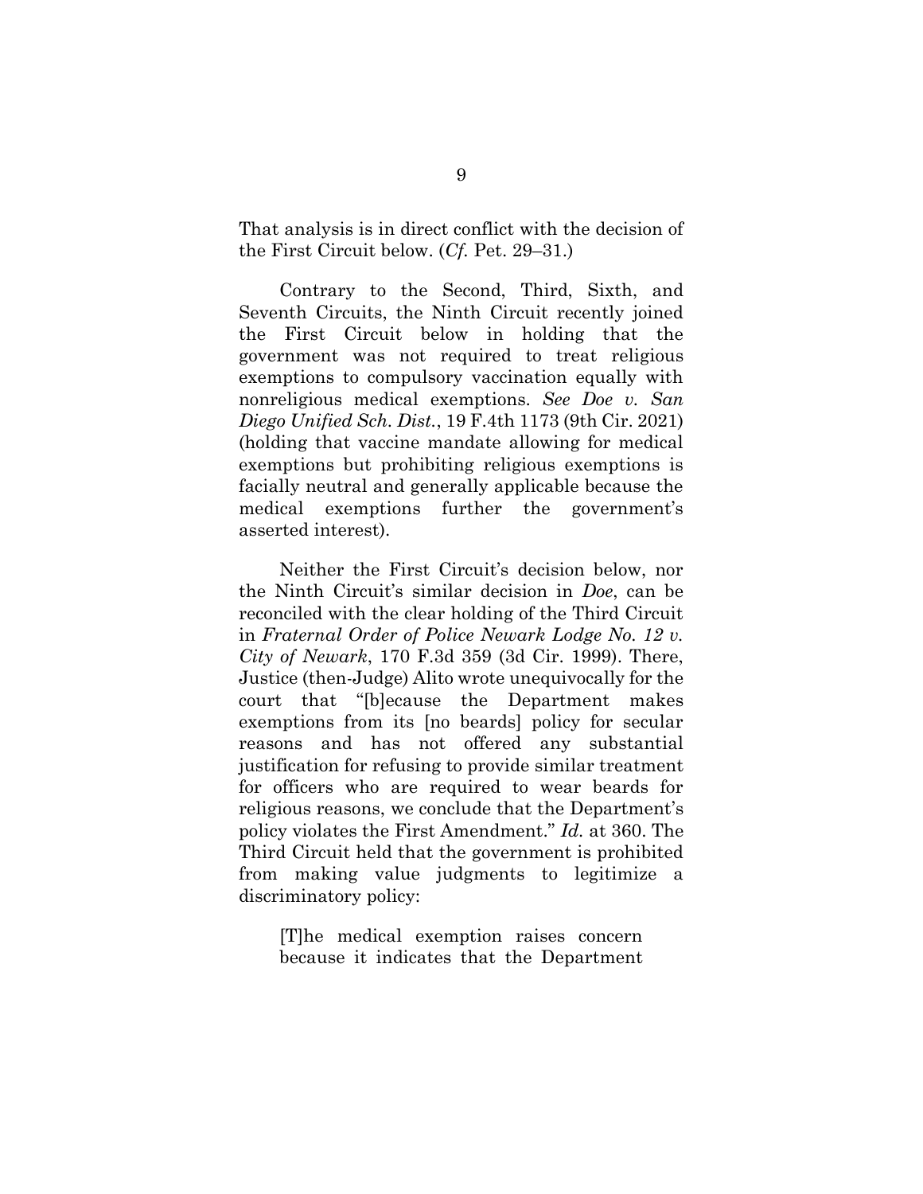That analysis is in direct conflict with the decision of the First Circuit below. (*Cf.* Pet. 29–31.)

Contrary to the Second, Third, Sixth, and Seventh Circuits, the Ninth Circuit recently joined the First Circuit below in holding that the government was not required to treat religious exemptions to compulsory vaccination equally with nonreligious medical exemptions. *See Doe v. San Diego Unified Sch. Dist.*, 19 F.4th 1173 (9th Cir. 2021) (holding that vaccine mandate allowing for medical exemptions but prohibiting religious exemptions is facially neutral and generally applicable because the medical exemptions further the government's asserted interest).

Neither the First Circuit's decision below, nor the Ninth Circuit's similar decision in *Doe*, can be reconciled with the clear holding of the Third Circuit in *Fraternal Order of Police Newark Lodge No. 12 v. City of Newark*, 170 F.3d 359 (3d Cir. 1999). There, Justice (then-Judge) Alito wrote unequivocally for the court that "[b]ecause the Department makes exemptions from its [no beards] policy for secular reasons and has not offered any substantial justification for refusing to provide similar treatment for officers who are required to wear beards for religious reasons, we conclude that the Department's policy violates the First Amendment." *Id.* at 360. The Third Circuit held that the government is prohibited from making value judgments to legitimize a discriminatory policy:

> [T]he medical exemption raises concern because it indicates that the Department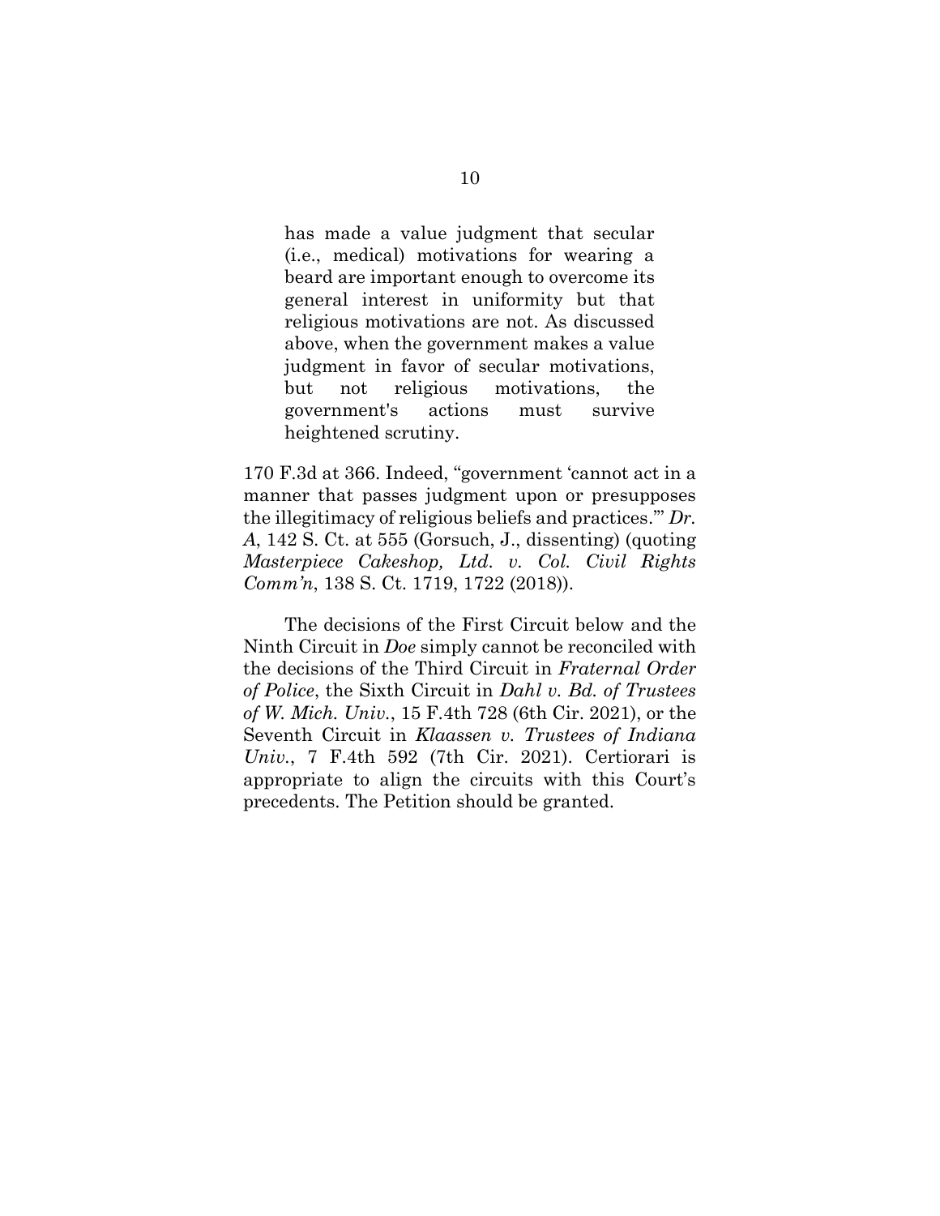> has made a value judgment that secular (i.e., medical) motivations for wearing a beard are important enough to overcome its general interest in uniformity but that religious motivations are not. As discussed above, when the government makes a value judgment in favor of secular motivations, but not religious motivations, the government's actions must survive heightened scrutiny.

170 F.3d at 366. Indeed, "government 'cannot act in a manner that passes judgment upon or presupposes the illegitimacy of religious beliefs and practices.'" *Dr. A*, 142 S. Ct. at 555 (Gorsuch, J., dissenting) (quoting *Masterpiece Cakeshop, Ltd. v. Col. Civil Rights Comm'n*, 138 S. Ct. 1719, 1722 (2018)).

The decisions of the First Circuit below and the Ninth Circuit in *Doe* simply cannot be reconciled with the decisions of the Third Circuit in *Fraternal Order of Police*, the Sixth Circuit in *Dahl v. Bd. of Trustees of W. Mich. Univ.*, 15 F.4th 728 (6th Cir. 2021), or the Seventh Circuit in *Klaassen v. Trustees of Indiana Univ.*, 7 F.4th 592 (7th Cir. 2021). Certiorari is appropriate to align the circuits with this Court's precedents. The Petition should be granted.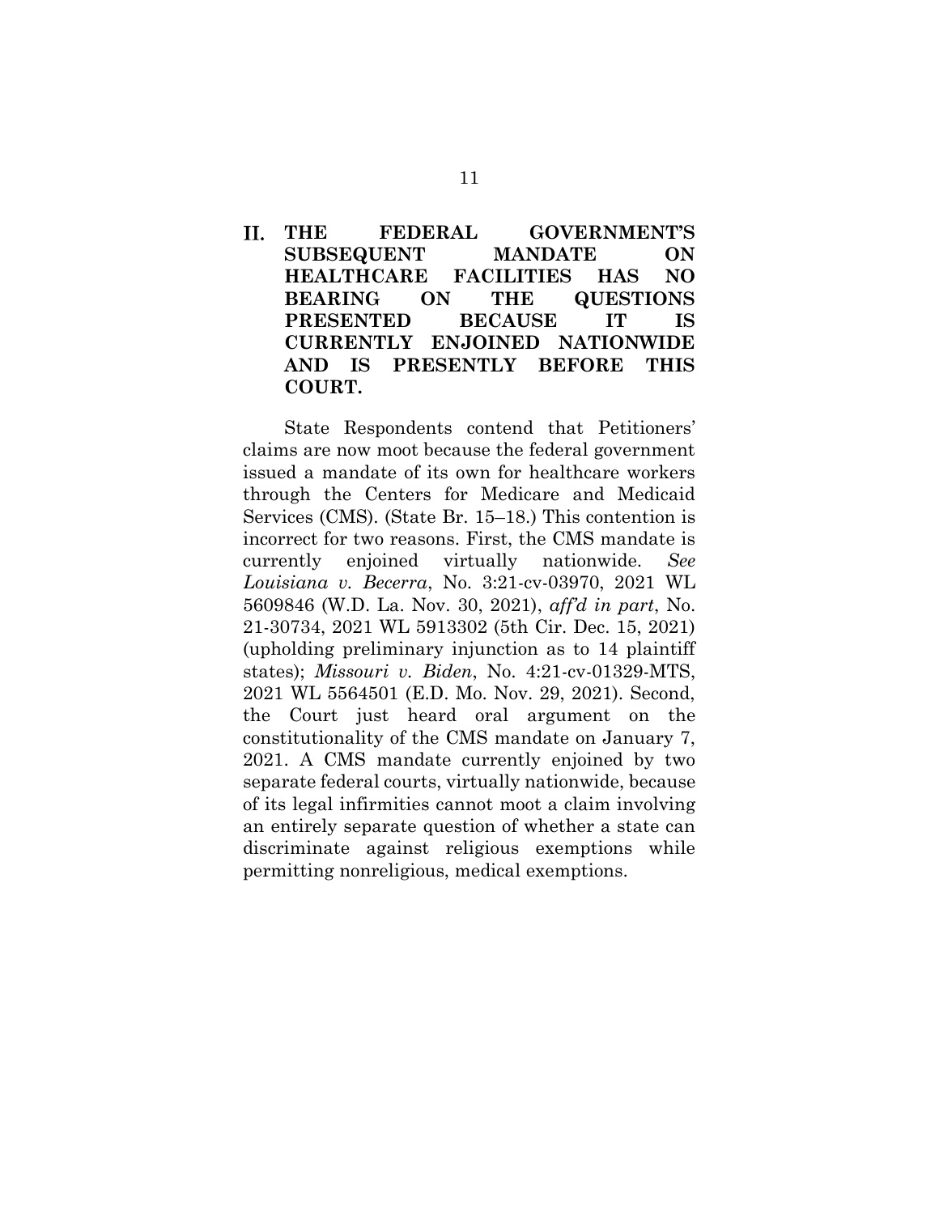## II. THE FEDERAL GOVERNMENT'S SUBSEQUENT MANDATE ON HEALTHCARE FACILITIES HAS NO BEARING ON THE QUESTIONS PRESENTED BECAUSE IT IS CURRENTLY ENJOINED NATIONWIDE AND IS PRESENTLY BEFORE THIS COURT.

State Respondents contend that Petitioners' claims are now moot because the federal government issued a mandate of its own for healthcare workers through the Centers for Medicare and Medicaid Services (CMS). (State Br. 15–18.) This contention is incorrect for two reasons. First, the CMS mandate is currently enjoined virtually nationwide. *See Louisiana v. Becerra*, No. 3:21-cv-03970, 2021 WL 5609846 (W.D. La. Nov. 30, 2021), *aff'd in part*, No. 21-30734, 2021 WL 5913302 (5th Cir. Dec. 15, 2021) (upholding preliminary injunction as to 14 plaintiff states); *Missouri v. Biden*, No. 4:21-cv-01329-MTS, 2021 WL 5564501 (E.D. Mo. Nov. 29, 2021). Second, the Court just heard oral argument on the constitutionality of the CMS mandate on January 7, 2021. A CMS mandate currently enjoined by two separate federal courts, virtually nationwide, because of its legal infirmities cannot moot a claim involving an entirely separate question of whether a state can discriminate against religious exemptions while permitting nonreligious, medical exemptions.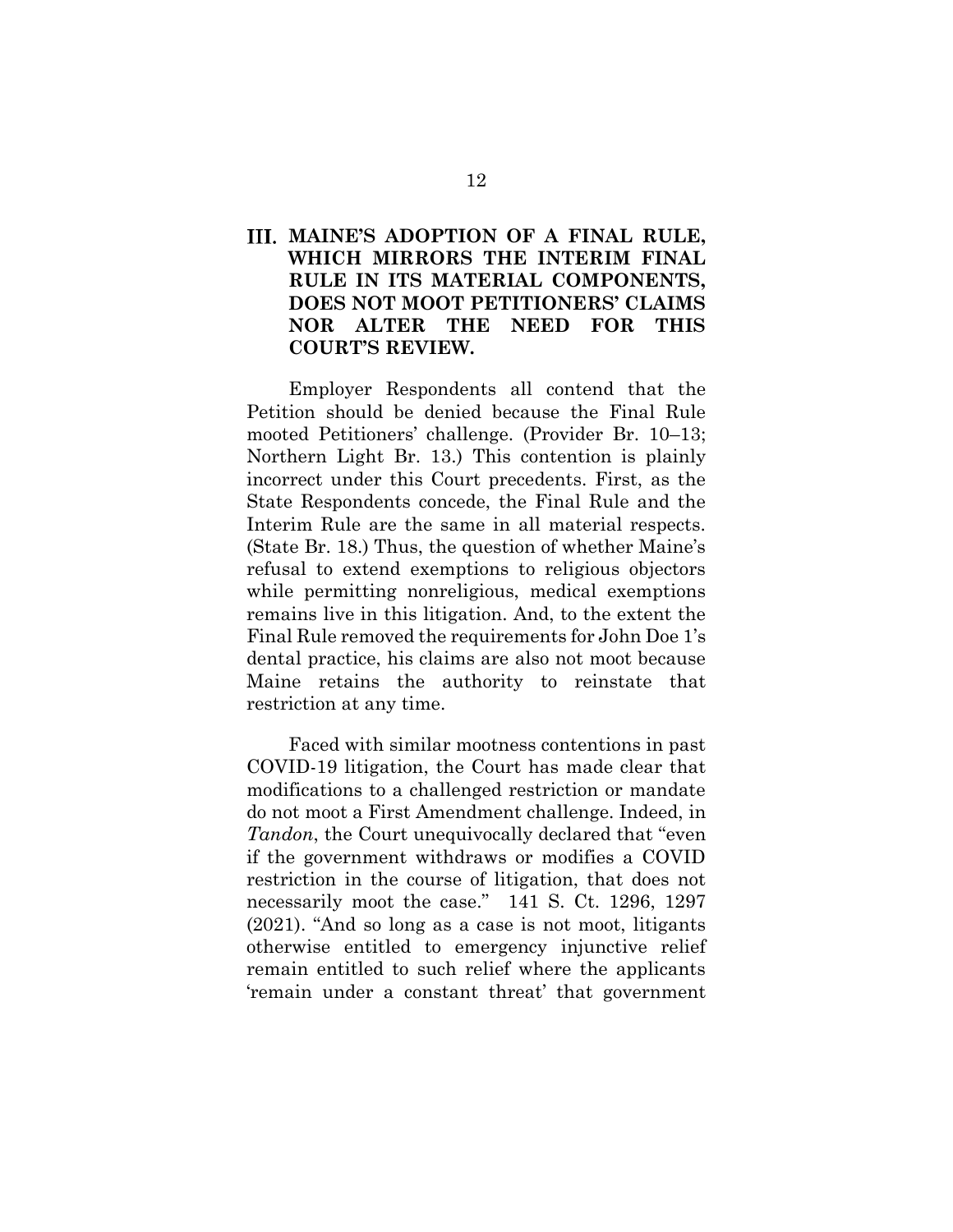## III. MAINE'S ADOPTION OF A FINAL RULE, WHICH MIRRORS THE INTERIM FINAL RULE IN ITS MATERIAL COMPONENTS, DOES NOT MOOT PETITIONERS' CLAIMS NOR ALTER THE NEED FOR THIS COURT'S REVIEW.

Employer Respondents all contend that the Petition should be denied because the Final Rule mooted Petitioners' challenge. (Provider Br. 10–13; Northern Light Br. 13.) This contention is plainly incorrect under this Court precedents. First, as the State Respondents concede, the Final Rule and the Interim Rule are the same in all material respects. (State Br. 18.) Thus, the question of whether Maine's refusal to extend exemptions to religious objectors while permitting nonreligious, medical exemptions remains live in this litigation. And, to the extent the Final Rule removed the requirements for John Doe 1's dental practice, his claims are also not moot because Maine retains the authority to reinstate that restriction at any time.

Faced with similar mootness contentions in past COVID-19 litigation, the Court has made clear that modifications to a challenged restriction or mandate do not moot a First Amendment challenge. Indeed, in *Tandon*, the Court unequivocally declared that "even if the government withdraws or modifies a COVID restriction in the course of litigation, that does not necessarily moot the case." 141 S. Ct. 1296, 1297 (2021). "And so long as a case is not moot, litigants otherwise entitled to emergency injunctive relief remain entitled to such relief where the applicants 'remain under a constant threat' that government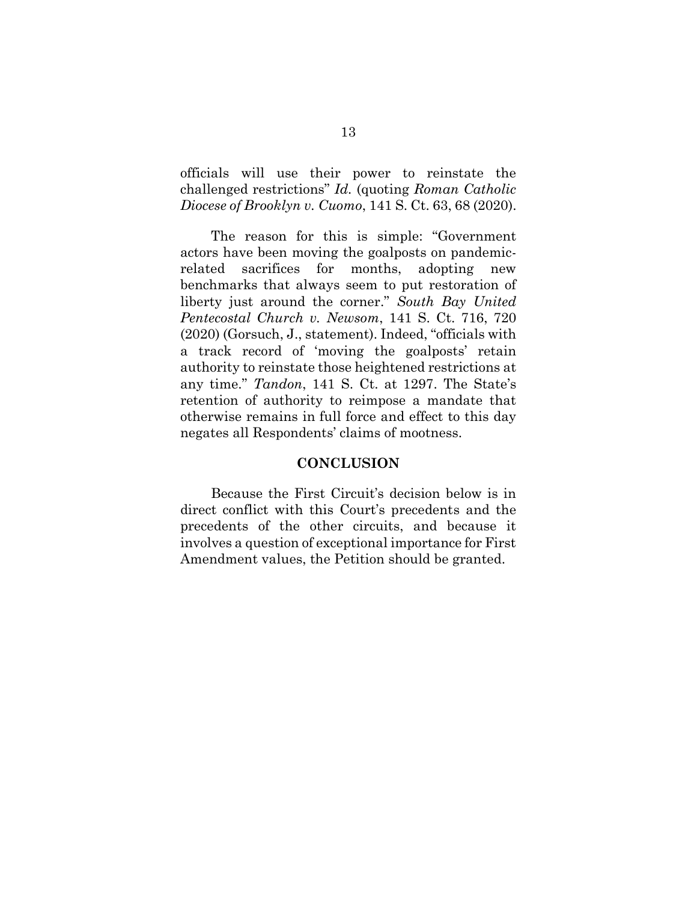officials will use their power to reinstate the challenged restrictions" *Id.* (quoting *Roman Catholic Diocese of Brooklyn v. Cuomo*, 141 S. Ct. 63, 68 (2020).

The reason for this is simple: "Government actors have been moving the goalposts on pandemic-related sacrifices for months, adopting new benchmarks that always seem to put restoration of liberty just around the corner." *South Bay United Pentecostal Church v. Newsom*, 141 S. Ct. 716, 720 (2020) (Gorsuch, J., statement). Indeed, "officials with a track record of 'moving the goalposts' retain authority to reinstate those heightened restrictions at any time." *Tandon*, 141 S. Ct. at 1297. The State's retention of authority to reimpose a mandate that otherwise remains in full force and effect to this day negates all Respondents' claims of mootness.

## CONCLUSION

Because the First Circuit's decision below is in direct conflict with this Court's precedents and the precedents of the other circuits, and because it involves a question of exceptional importance for First Amendment values, the Petition should be granted.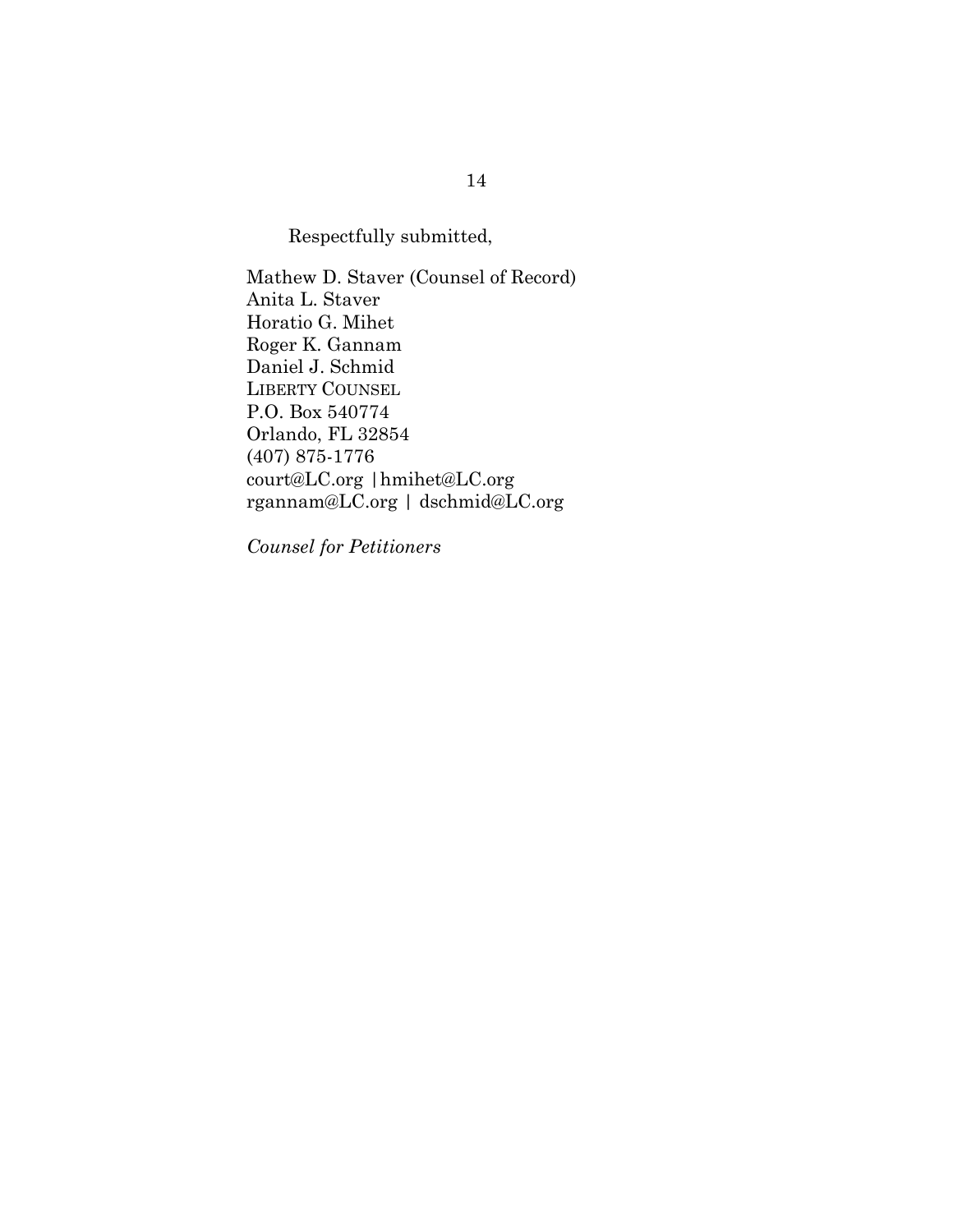Respectfully submitted,

Mathew D. Staver (Counsel of Record)
Anita L. Staver
Horatio G. Mihet
Roger K. Gannam
Daniel J. Schmid
LIBERTY COUNSEL
P.O. Box 540774
Orlando, FL 32854
(407) 875-1776
court@LC.org | hmihet@LC.org
rgannam@LC.org | dschmid@LC.org

*Counsel for Petitioners*